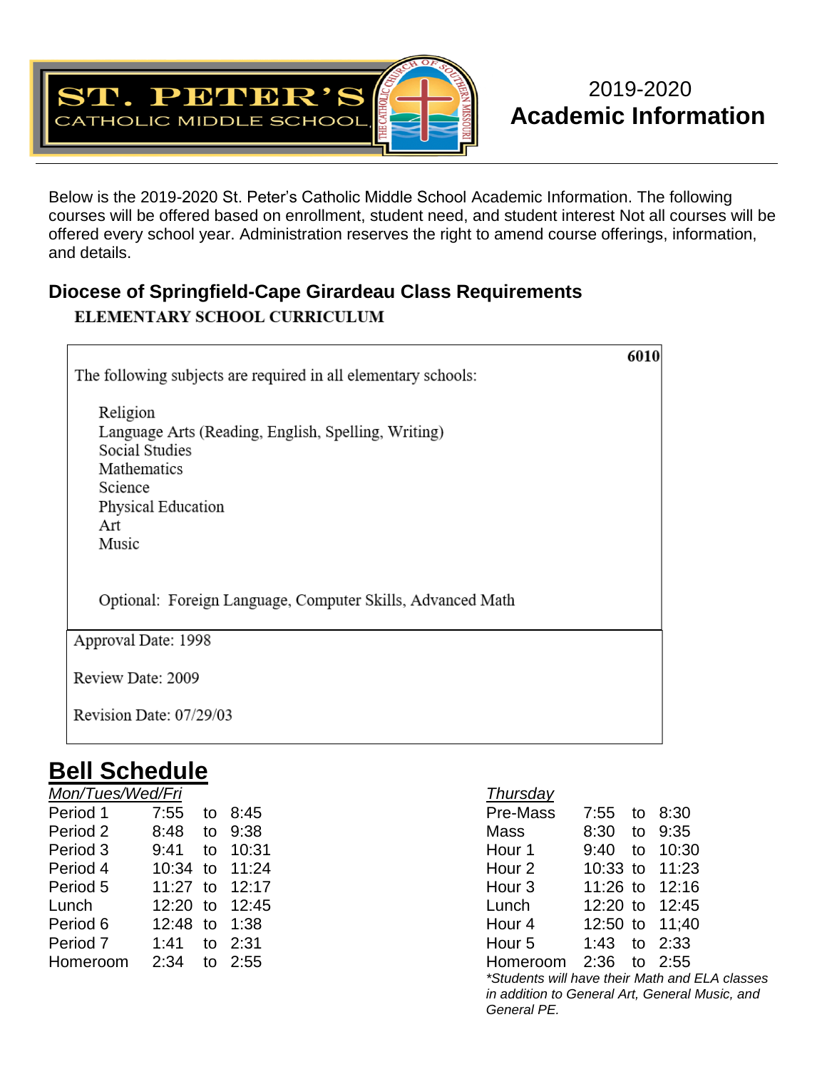# ST. PETER'S CATHOLIC MIDDLE SCHOOL

## 2019-2020 Academic Information

Below is the 2019-2020 St. Peter's Catholic Middle School Academic Information. The following courses will be offered based on enrollment, student need, and student interest Not all courses will be offered every school year. Administration reserves the right to amend course offerings, information, and details.

## Diocese of Springfield-Cape Girardeau Class Requirements

**ELEMENTARY SCHOOL CURRICULUM**

**6010**

The following subjects are required in all elementary schools:

- Religion
- Language Arts (Reading, English, Spelling, Writing)
- Social Studies
- Mathematics
- Science
- Physical Education
- Art
- Music

Optional: Foreign Language, Computer Skills, Advanced Math

Approval Date: 1998

Review Date: 2009

Revision Date: 07/29/03

## Bell Schedule

*Mon/Tues/Wed/Fri*

| Period | Start | | End |
|---|---|---|---|
| Period 1 | 7:55 | to | 8:45 |
| Period 2 | 8:48 | to | 9:38 |
| Period 3 | 9:41 | to | 10:31 |
| Period 4 | 10:34 | to | 11:24 |
| Period 5 | 11:27 | to | 12:17 |
| Lunch | 12:20 | to | 12:45 |
| Period 6 | 12:48 | to | 1:38 |
| Period 7 | 1:41 | to | 2:31 |
| Homeroom | 2:34 | to | 2:55 |

*Thursday*

| Period | Start | | End |
|---|---|---|---|
| Pre-Mass | 7:55 | to | 8:30 |
| Mass | 8:30 | to | 9:35 |
| Hour 1 | 9:40 | to | 10:30 |
| Hour 2 | 10:33 | to | 11:23 |
| Hour 3 | 11:26 | to | 12:16 |
| Lunch | 12:20 | to | 12:45 |
| Hour 4 | 12:50 | to | 11;40 |
| Hour 5 | 1:43 | to | 2:33 |
| Homeroom | 2:36 | to | 2:55 |

*\*Students will have their Math and ELA classes in addition to General Art, General Music, and General PE.*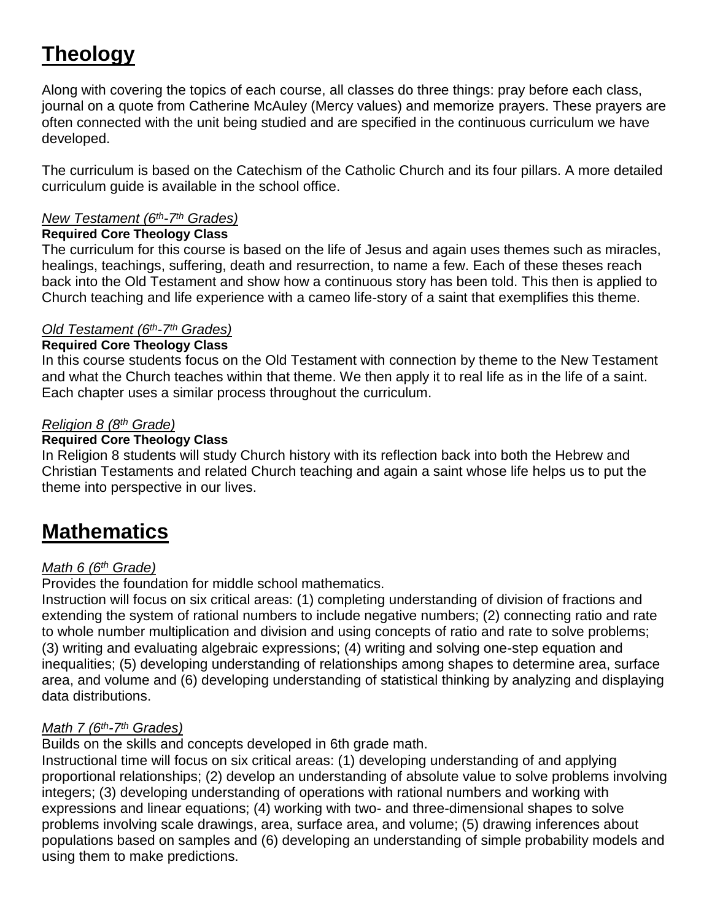# Theology

Along with covering the topics of each course, all classes do three things: pray before each class, journal on a quote from Catherine McAuley (Mercy values) and memorize prayers. These prayers are often connected with the unit being studied and are specified in the continuous curriculum we have developed.

The curriculum is based on the Catechism of the Catholic Church and its four pillars. A more detailed curriculum guide is available in the school office.

*New Testament (6th-7th Grades)*

**Required Core Theology Class**

The curriculum for this course is based on the life of Jesus and again uses themes such as miracles, healings, teachings, suffering, death and resurrection, to name a few. Each of these theses reach back into the Old Testament and show how a continuous story has been told. This then is applied to Church teaching and life experience with a cameo life-story of a saint that exemplifies this theme.

*Old Testament (6th-7th Grades)*

**Required Core Theology Class**

In this course students focus on the Old Testament with connection by theme to the New Testament and what the Church teaches within that theme. We then apply it to real life as in the life of a saint. Each chapter uses a similar process throughout the curriculum.

*Religion 8 (8th Grade)*

**Required Core Theology Class**

In Religion 8 students will study Church history with its reflection back into both the Hebrew and Christian Testaments and related Church teaching and again a saint whose life helps us to put the theme into perspective in our lives.

# Mathematics

*Math 6 (6th Grade)*

Provides the foundation for middle school mathematics.
Instruction will focus on six critical areas: (1) completing understanding of division of fractions and extending the system of rational numbers to include negative numbers; (2) connecting ratio and rate to whole number multiplication and division and using concepts of ratio and rate to solve problems; (3) writing and evaluating algebraic expressions; (4) writing and solving one-step equation and inequalities; (5) developing understanding of relationships among shapes to determine area, surface area, and volume and (6) developing understanding of statistical thinking by analyzing and displaying data distributions.

*Math 7 (6th-7th Grades)*

Builds on the skills and concepts developed in 6th grade math.
Instructional time will focus on six critical areas: (1) developing understanding of and applying proportional relationships; (2) develop an understanding of absolute value to solve problems involving integers; (3) developing understanding of operations with rational numbers and working with expressions and linear equations; (4) working with two- and three-dimensional shapes to solve problems involving scale drawings, area, surface area, and volume; (5) drawing inferences about populations based on samples and (6) developing an understanding of simple probability models and using them to make predictions.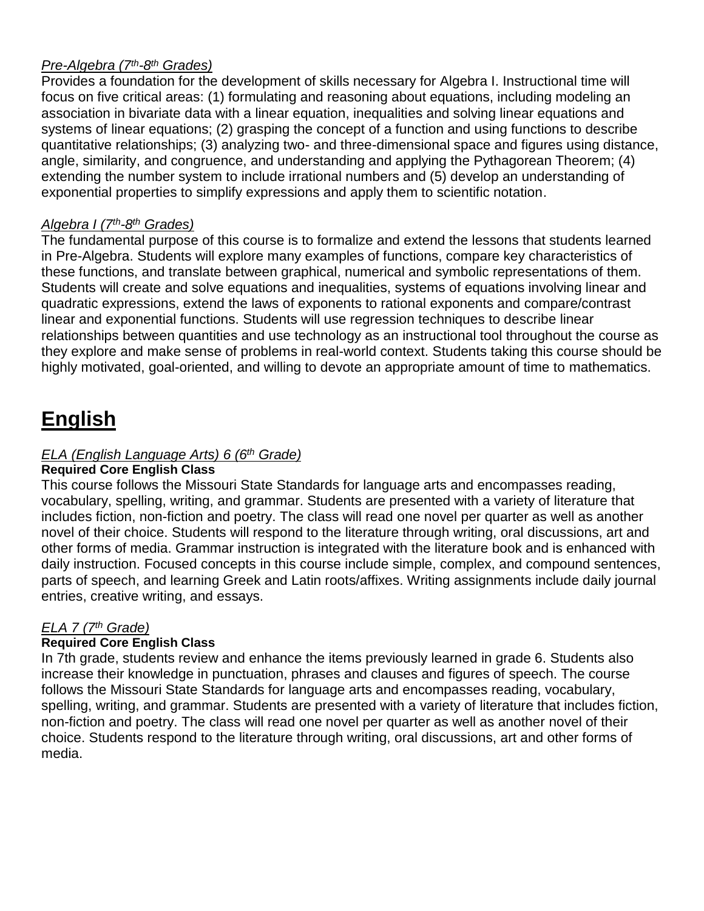*Pre-Algebra (7th-8th Grades)*

Provides a foundation for the development of skills necessary for Algebra I. Instructional time will focus on five critical areas: (1) formulating and reasoning about equations, including modeling an association in bivariate data with a linear equation, inequalities and solving linear equations and systems of linear equations; (2) grasping the concept of a function and using functions to describe quantitative relationships; (3) analyzing two- and three-dimensional space and figures using distance, angle, similarity, and congruence, and understanding and applying the Pythagorean Theorem; (4) extending the number system to include irrational numbers and (5) develop an understanding of exponential properties to simplify expressions and apply them to scientific notation.

*Algebra I (7th-8th Grades)*

The fundamental purpose of this course is to formalize and extend the lessons that students learned in Pre-Algebra. Students will explore many examples of functions, compare key characteristics of these functions, and translate between graphical, numerical and symbolic representations of them. Students will create and solve equations and inequalities, systems of equations involving linear and quadratic expressions, extend the laws of exponents to rational exponents and compare/contrast linear and exponential functions. Students will use regression techniques to describe linear relationships between quantities and use technology as an instructional tool throughout the course as they explore and make sense of problems in real-world context. Students taking this course should be highly motivated, goal-oriented, and willing to devote an appropriate amount of time to mathematics.

# English

*ELA (English Language Arts) 6 (6th Grade)*

**Required Core English Class**

This course follows the Missouri State Standards for language arts and encompasses reading, vocabulary, spelling, writing, and grammar. Students are presented with a variety of literature that includes fiction, non-fiction and poetry. The class will read one novel per quarter as well as another novel of their choice. Students will respond to the literature through writing, oral discussions, art and other forms of media. Grammar instruction is integrated with the literature book and is enhanced with daily instruction. Focused concepts in this course include simple, complex, and compound sentences, parts of speech, and learning Greek and Latin roots/affixes. Writing assignments include daily journal entries, creative writing, and essays.

*ELA 7 (7th Grade)*

**Required Core English Class**

In 7th grade, students review and enhance the items previously learned in grade 6. Students also increase their knowledge in punctuation, phrases and clauses and figures of speech. The course follows the Missouri State Standards for language arts and encompasses reading, vocabulary, spelling, writing, and grammar. Students are presented with a variety of literature that includes fiction, non-fiction and poetry. The class will read one novel per quarter as well as another novel of their choice. Students respond to the literature through writing, oral discussions, art and other forms of media.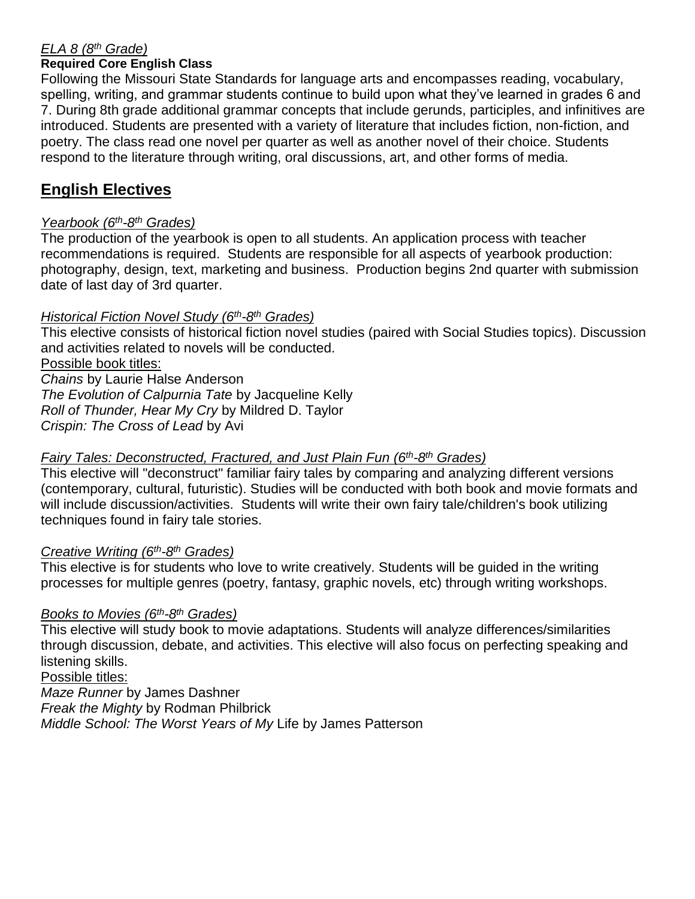*ELA 8 (8th Grade)*

**Required Core English Class**

Following the Missouri State Standards for language arts and encompasses reading, vocabulary, spelling, writing, and grammar students continue to build upon what they've learned in grades 6 and 7. During 8th grade additional grammar concepts that include gerunds, participles, and infinitives are introduced. Students are presented with a variety of literature that includes fiction, non-fiction, and poetry. The class read one novel per quarter as well as another novel of their choice. Students respond to the literature through writing, oral discussions, art, and other forms of media.

## English Electives

*Yearbook (6th-8th Grades)*

The production of the yearbook is open to all students. An application process with teacher recommendations is required. Students are responsible for all aspects of yearbook production: photography, design, text, marketing and business. Production begins 2nd quarter with submission date of last day of 3rd quarter.

*Historical Fiction Novel Study (6th-8th Grades)*

This elective consists of historical fiction novel studies (paired with Social Studies topics). Discussion and activities related to novels will be conducted.

Possible book titles:

*Chains* by Laurie Halse Anderson
*The Evolution of Calpurnia Tate* by Jacqueline Kelly
*Roll of Thunder, Hear My Cry* by Mildred D. Taylor
*Crispin: The Cross of Lead* by Avi

*Fairy Tales: Deconstructed, Fractured, and Just Plain Fun (6th-8th Grades)*

This elective will "deconstruct" familiar fairy tales by comparing and analyzing different versions (contemporary, cultural, futuristic). Studies will be conducted with both book and movie formats and will include discussion/activities. Students will write their own fairy tale/children's book utilizing techniques found in fairy tale stories.

*Creative Writing (6th-8th Grades)*

This elective is for students who love to write creatively. Students will be guided in the writing processes for multiple genres (poetry, fantasy, graphic novels, etc) through writing workshops.

*Books to Movies (6th-8th Grades)*

This elective will study book to movie adaptations. Students will analyze differences/similarities through discussion, debate, and activities. This elective will also focus on perfecting speaking and listening skills.

Possible titles:

*Maze Runner* by James Dashner
*Freak the Mighty* by Rodman Philbrick
*Middle School: The Worst Years of My* Life by James Patterson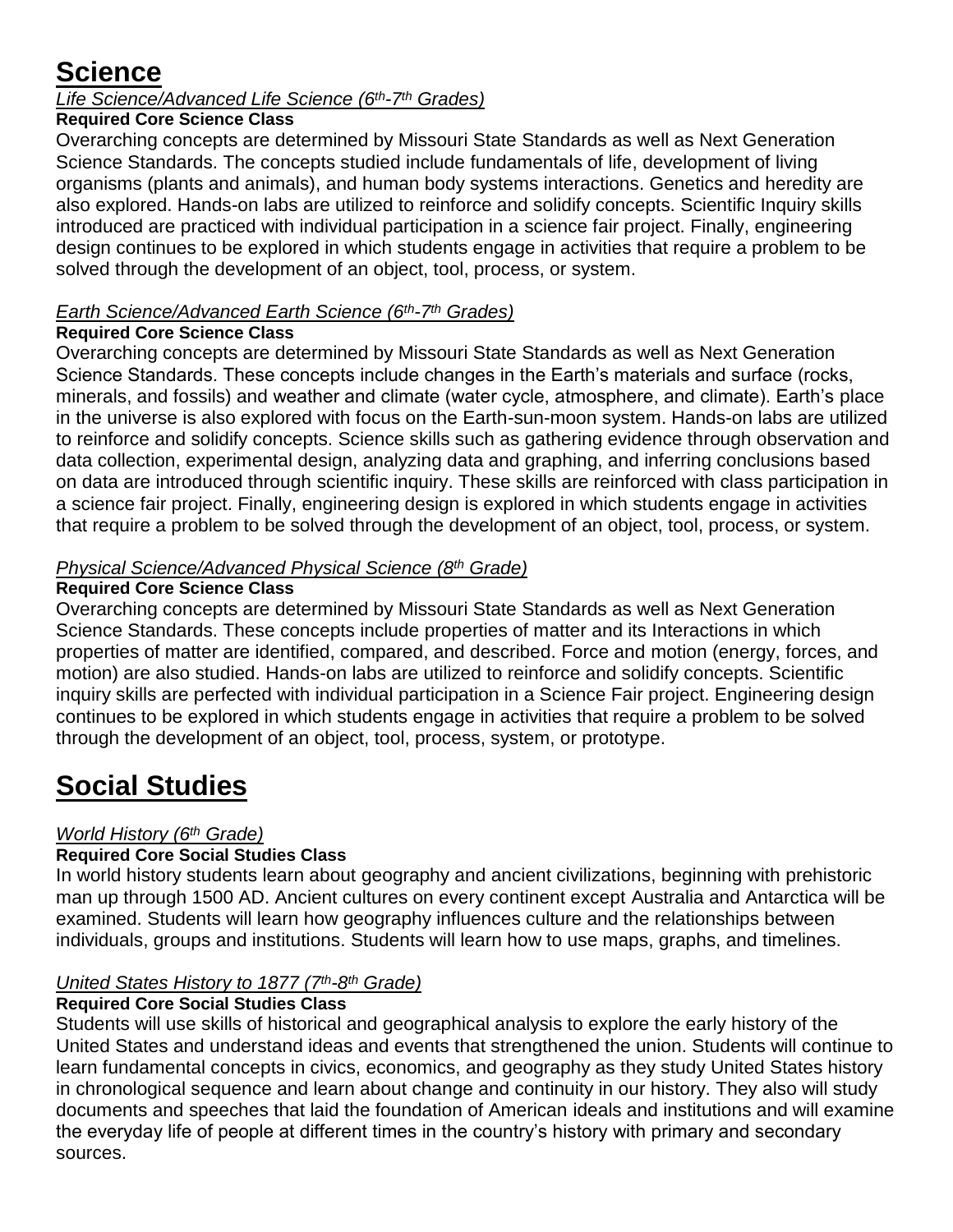# Science

*Life Science/Advanced Life Science (6th-7th Grades)*

**Required Core Science Class**

Overarching concepts are determined by Missouri State Standards as well as Next Generation Science Standards. The concepts studied include fundamentals of life, development of living organisms (plants and animals), and human body systems interactions. Genetics and heredity are also explored. Hands-on labs are utilized to reinforce and solidify concepts. Scientific Inquiry skills introduced are practiced with individual participation in a science fair project. Finally, engineering design continues to be explored in which students engage in activities that require a problem to be solved through the development of an object, tool, process, or system.

*Earth Science/Advanced Earth Science (6th-7th Grades)*

**Required Core Science Class**

Overarching concepts are determined by Missouri State Standards as well as Next Generation Science Standards. These concepts include changes in the Earth's materials and surface (rocks, minerals, and fossils) and weather and climate (water cycle, atmosphere, and climate). Earth's place in the universe is also explored with focus on the Earth-sun-moon system. Hands-on labs are utilized to reinforce and solidify concepts. Science skills such as gathering evidence through observation and data collection, experimental design, analyzing data and graphing, and inferring conclusions based on data are introduced through scientific inquiry. These skills are reinforced with class participation in a science fair project. Finally, engineering design is explored in which students engage in activities that require a problem to be solved through the development of an object, tool, process, or system.

*Physical Science/Advanced Physical Science (8th Grade)*

**Required Core Science Class**

Overarching concepts are determined by Missouri State Standards as well as Next Generation Science Standards. These concepts include properties of matter and its Interactions in which properties of matter are identified, compared, and described. Force and motion (energy, forces, and motion) are also studied. Hands-on labs are utilized to reinforce and solidify concepts. Scientific inquiry skills are perfected with individual participation in a Science Fair project. Engineering design continues to be explored in which students engage in activities that require a problem to be solved through the development of an object, tool, process, system, or prototype.

# Social Studies

*World History (6th Grade)*

**Required Core Social Studies Class**

In world history students learn about geography and ancient civilizations, beginning with prehistoric man up through 1500 AD. Ancient cultures on every continent except Australia and Antarctica will be examined. Students will learn how geography influences culture and the relationships between individuals, groups and institutions. Students will learn how to use maps, graphs, and timelines.

*United States History to 1877 (7th-8th Grade)*

**Required Core Social Studies Class**

Students will use skills of historical and geographical analysis to explore the early history of the United States and understand ideas and events that strengthened the union. Students will continue to learn fundamental concepts in civics, economics, and geography as they study United States history in chronological sequence and learn about change and continuity in our history. They also will study documents and speeches that laid the foundation of American ideals and institutions and will examine the everyday life of people at different times in the country's history with primary and secondary sources.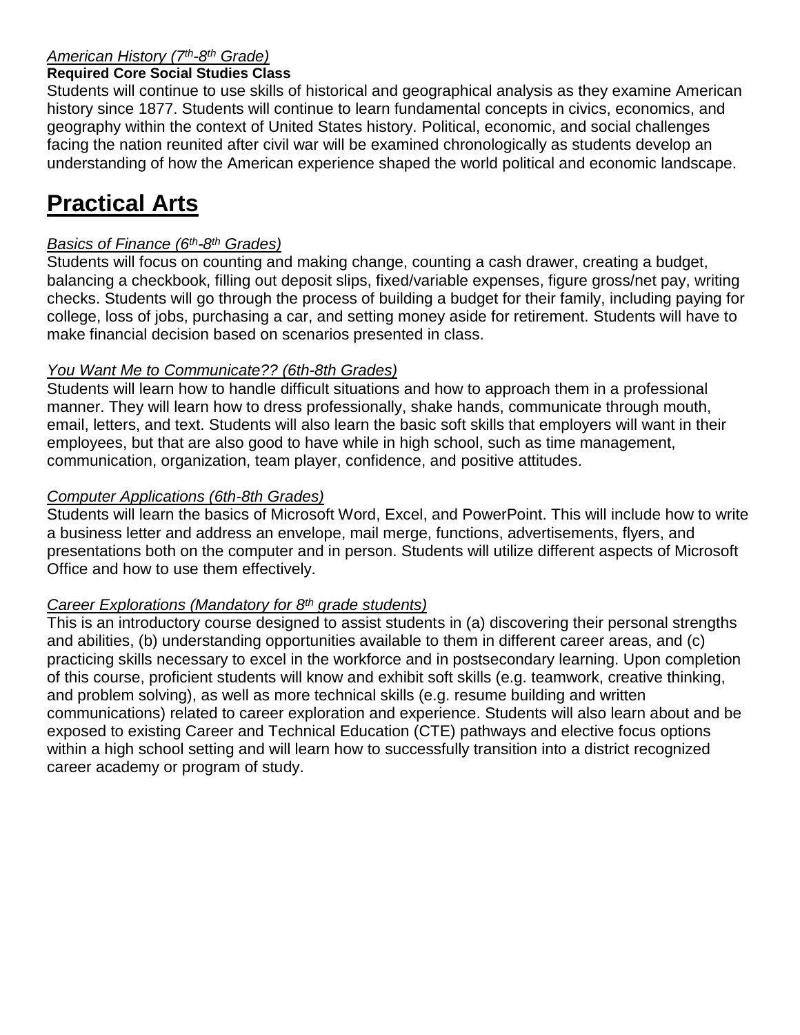*American History (7th-8th Grade)*

**Required Core Social Studies Class**

Students will continue to use skills of historical and geographical analysis as they examine American history since 1877. Students will continue to learn fundamental concepts in civics, economics, and geography within the context of United States history. Political, economic, and social challenges facing the nation reunited after civil war will be examined chronologically as students develop an understanding of how the American experience shaped the world political and economic landscape.

# Practical Arts

*Basics of Finance (6th-8th Grades)*

Students will focus on counting and making change, counting a cash drawer, creating a budget, balancing a checkbook, filling out deposit slips, fixed/variable expenses, figure gross/net pay, writing checks. Students will go through the process of building a budget for their family, including paying for college, loss of jobs, purchasing a car, and setting money aside for retirement. Students will have to make financial decision based on scenarios presented in class.

*You Want Me to Communicate?? (6th-8th Grades)*

Students will learn how to handle difficult situations and how to approach them in a professional manner. They will learn how to dress professionally, shake hands, communicate through mouth, email, letters, and text. Students will also learn the basic soft skills that employers will want in their employees, but that are also good to have while in high school, such as time management, communication, organization, team player, confidence, and positive attitudes.

*Computer Applications (6th-8th Grades)*

Students will learn the basics of Microsoft Word, Excel, and PowerPoint. This will include how to write a business letter and address an envelope, mail merge, functions, advertisements, flyers, and presentations both on the computer and in person. Students will utilize different aspects of Microsoft Office and how to use them effectively.

*Career Explorations (Mandatory for 8th grade students)*

This is an introductory course designed to assist students in (a) discovering their personal strengths and abilities, (b) understanding opportunities available to them in different career areas, and (c) practicing skills necessary to excel in the workforce and in postsecondary learning. Upon completion of this course, proficient students will know and exhibit soft skills (e.g. teamwork, creative thinking, and problem solving), as well as more technical skills (e.g. resume building and written communications) related to career exploration and experience. Students will also learn about and be exposed to existing Career and Technical Education (CTE) pathways and elective focus options within a high school setting and will learn how to successfully transition into a district recognized career academy or program of study.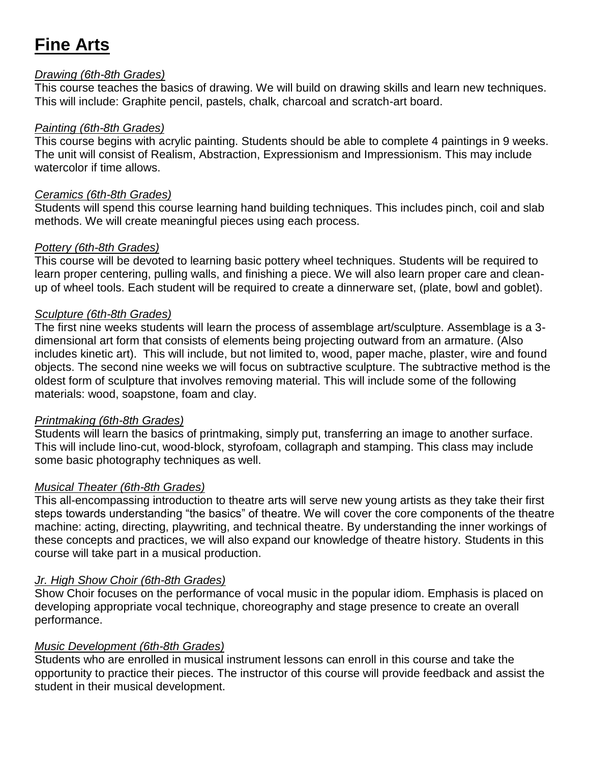# Fine Arts

*Drawing (6th-8th Grades)*

This course teaches the basics of drawing. We will build on drawing skills and learn new techniques. This will include: Graphite pencil, pastels, chalk, charcoal and scratch-art board.

*Painting (6th-8th Grades)*

This course begins with acrylic painting. Students should be able to complete 4 paintings in 9 weeks. The unit will consist of Realism, Abstraction, Expressionism and Impressionism. This may include watercolor if time allows.

*Ceramics (6th-8th Grades)*

Students will spend this course learning hand building techniques. This includes pinch, coil and slab methods. We will create meaningful pieces using each process.

*Pottery (6th-8th Grades)*

This course will be devoted to learning basic pottery wheel techniques. Students will be required to learn proper centering, pulling walls, and finishing a piece. We will also learn proper care and clean-up of wheel tools. Each student will be required to create a dinnerware set, (plate, bowl and goblet).

*Sculpture (6th-8th Grades)*

The first nine weeks students will learn the process of assemblage art/sculpture. Assemblage is a 3-dimensional art form that consists of elements being projecting outward from an armature. (Also includes kinetic art). This will include, but not limited to, wood, paper mache, plaster, wire and found objects. The second nine weeks we will focus on subtractive sculpture. The subtractive method is the oldest form of sculpture that involves removing material. This will include some of the following materials: wood, soapstone, foam and clay.

*Printmaking (6th-8th Grades)*

Students will learn the basics of printmaking, simply put, transferring an image to another surface. This will include lino-cut, wood-block, styrofoam, collagraph and stamping. This class may include some basic photography techniques as well.

*Musical Theater (6th-8th Grades)*

This all-encompassing introduction to theatre arts will serve new young artists as they take their first steps towards understanding "the basics" of theatre. We will cover the core components of the theatre machine: acting, directing, playwriting, and technical theatre. By understanding the inner workings of these concepts and practices, we will also expand our knowledge of theatre history. Students in this course will take part in a musical production.

*Jr. High Show Choir (6th-8th Grades)*

Show Choir focuses on the performance of vocal music in the popular idiom. Emphasis is placed on developing appropriate vocal technique, choreography and stage presence to create an overall performance.

*Music Development (6th-8th Grades)*

Students who are enrolled in musical instrument lessons can enroll in this course and take the opportunity to practice their pieces. The instructor of this course will provide feedback and assist the student in their musical development.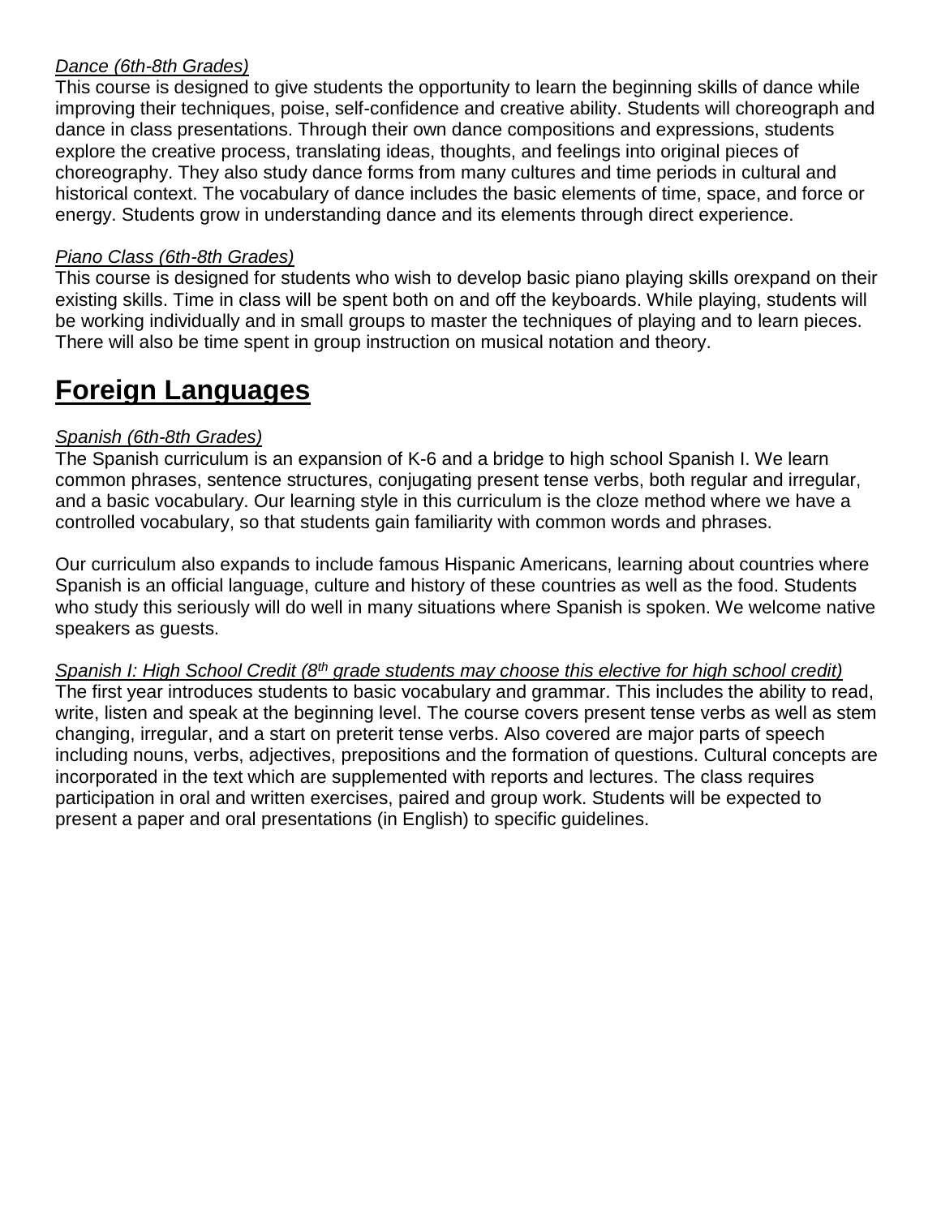*Dance (6th-8th Grades)*

This course is designed to give students the opportunity to learn the beginning skills of dance while improving their techniques, poise, self-confidence and creative ability. Students will choreograph and dance in class presentations. Through their own dance compositions and expressions, students explore the creative process, translating ideas, thoughts, and feelings into original pieces of choreography. They also study dance forms from many cultures and time periods in cultural and historical context. The vocabulary of dance includes the basic elements of time, space, and force or energy. Students grow in understanding dance and its elements through direct experience.

*Piano Class (6th-8th Grades)*

This course is designed for students who wish to develop basic piano playing skills orexpand on their existing skills. Time in class will be spent both on and off the keyboards. While playing, students will be working individually and in small groups to master the techniques of playing and to learn pieces. There will also be time spent in group instruction on musical notation and theory.

# Foreign Languages

*Spanish (6th-8th Grades)*

The Spanish curriculum is an expansion of K-6 and a bridge to high school Spanish I. We learn common phrases, sentence structures, conjugating present tense verbs, both regular and irregular, and a basic vocabulary. Our learning style in this curriculum is the cloze method where we have a controlled vocabulary, so that students gain familiarity with common words and phrases.

Our curriculum also expands to include famous Hispanic Americans, learning about countries where Spanish is an official language, culture and history of these countries as well as the food. Students who study this seriously will do well in many situations where Spanish is spoken. We welcome native speakers as guests.

*Spanish I: High School Credit (8th grade students may choose this elective for high school credit)*

The first year introduces students to basic vocabulary and grammar. This includes the ability to read, write, listen and speak at the beginning level. The course covers present tense verbs as well as stem changing, irregular, and a start on preterit tense verbs. Also covered are major parts of speech including nouns, verbs, adjectives, prepositions and the formation of questions. Cultural concepts are incorporated in the text which are supplemented with reports and lectures. The class requires participation in oral and written exercises, paired and group work. Students will be expected to present a paper and oral presentations (in English) to specific guidelines.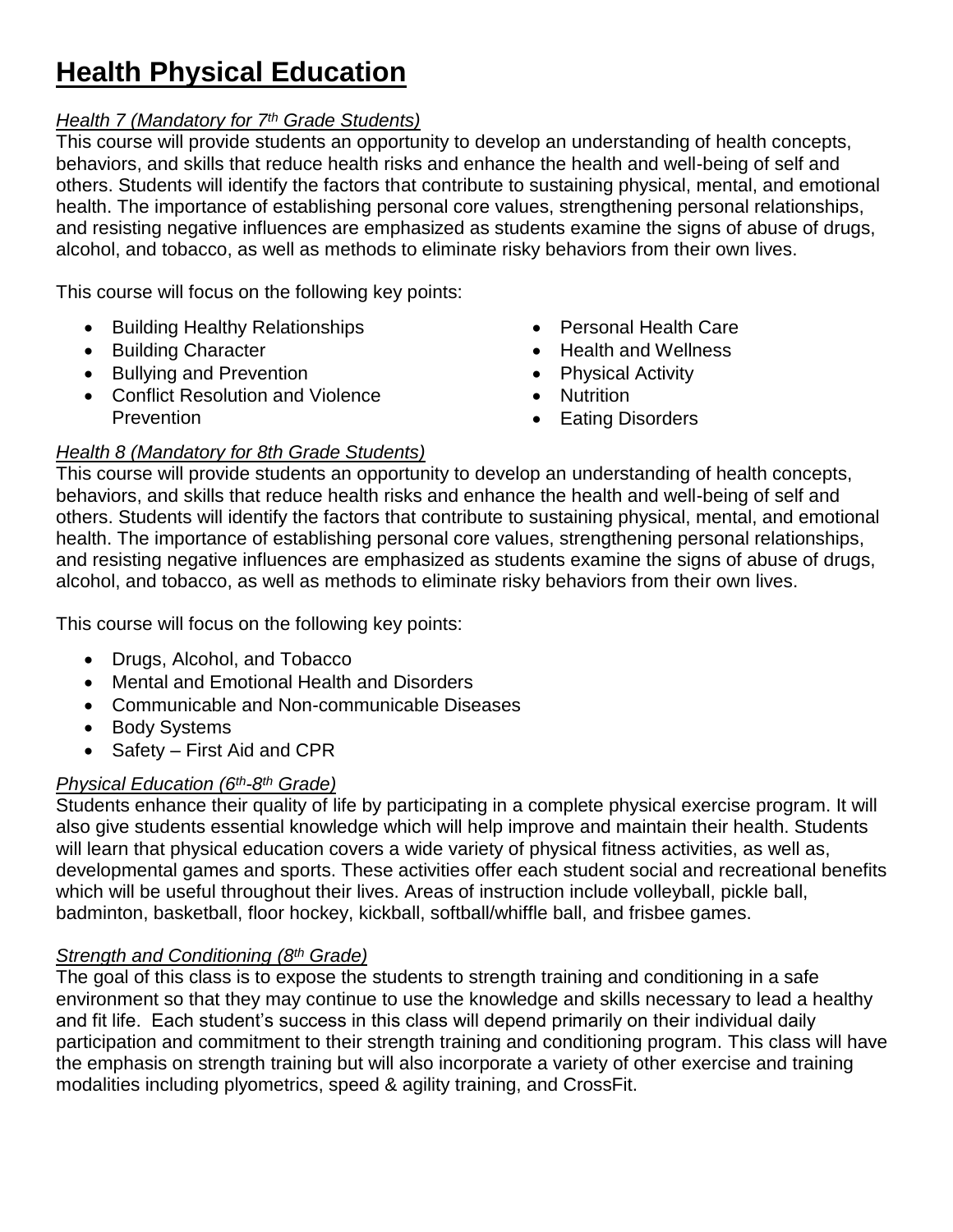# Health Physical Education

*Health 7 (Mandatory for 7th Grade Students)*

This course will provide students an opportunity to develop an understanding of health concepts, behaviors, and skills that reduce health risks and enhance the health and well-being of self and others. Students will identify the factors that contribute to sustaining physical, mental, and emotional health. The importance of establishing personal core values, strengthening personal relationships, and resisting negative influences are emphasized as students examine the signs of abuse of drugs, alcohol, and tobacco, as well as methods to eliminate risky behaviors from their own lives.

This course will focus on the following key points:

- Building Healthy Relationships
- Building Character
- Bullying and Prevention
- Conflict Resolution and Violence Prevention
- Personal Health Care
- Health and Wellness
- Physical Activity
- Nutrition
- Eating Disorders

*Health 8 (Mandatory for 8th Grade Students)*

This course will provide students an opportunity to develop an understanding of health concepts, behaviors, and skills that reduce health risks and enhance the health and well-being of self and others. Students will identify the factors that contribute to sustaining physical, mental, and emotional health. The importance of establishing personal core values, strengthening personal relationships, and resisting negative influences are emphasized as students examine the signs of abuse of drugs, alcohol, and tobacco, as well as methods to eliminate risky behaviors from their own lives.

This course will focus on the following key points:

- Drugs, Alcohol, and Tobacco
- Mental and Emotional Health and Disorders
- Communicable and Non-communicable Diseases
- Body Systems
- Safety – First Aid and CPR

*Physical Education (6th-8th Grade)*

Students enhance their quality of life by participating in a complete physical exercise program. It will also give students essential knowledge which will help improve and maintain their health. Students will learn that physical education covers a wide variety of physical fitness activities, as well as, developmental games and sports. These activities offer each student social and recreational benefits which will be useful throughout their lives. Areas of instruction include volleyball, pickle ball, badminton, basketball, floor hockey, kickball, softball/whiffle ball, and frisbee games.

*Strength and Conditioning (8th Grade)*

The goal of this class is to expose the students to strength training and conditioning in a safe environment so that they may continue to use the knowledge and skills necessary to lead a healthy and fit life. Each student's success in this class will depend primarily on their individual daily participation and commitment to their strength training and conditioning program. This class will have the emphasis on strength training but will also incorporate a variety of other exercise and training modalities including plyometrics, speed & agility training, and CrossFit.